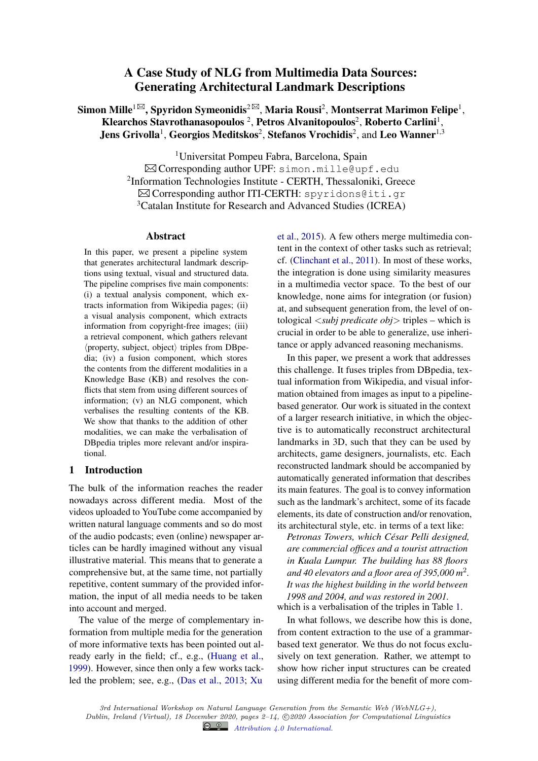# A Case Study of NLG from Multimedia Data Sources: Generating Architectural Landmark Descriptions

**Simon Mille**[1 ✉], **Spyridon Symeonidis**[2 ✉], **Maria Rousi**[2], **Montserrat Marimon Felipe**[1], **Klearchos Stavrothanasopoulos**[2], **Petros Alvanitopoulos**[2], **Roberto Carlini**[1], **Jens Grivolla**[1], **Georgios Meditskos**[2], **Stefanos Vrochidis**[2], and **Leo Wanner**[1,3]

[1]Universitat Pompeu Fabra, Barcelona, Spain
✉ Corresponding author UPF: `simon.mille@upf.edu`
[2]Information Technologies Institute - CERTH, Thessaloniki, Greece
✉ Corresponding author ITI-CERTH: `spyridons@iti.gr`
[3]Catalan Institute for Research and Advanced Studies (ICREA)

## Abstract

In this paper, we present a pipeline system that generates architectural landmark descriptions using textual, visual and structured data. The pipeline comprises five main components: (i) a textual analysis component, which extracts information from Wikipedia pages; (ii) a visual analysis component, which extracts information from copyright-free images; (iii) a retrieval component, which gathers relevant ⟨property, subject, object⟩ triples from DBpedia; (iv) a fusion component, which stores the contents from the different modalities in a Knowledge Base (KB) and resolves the conflicts that stem from using different sources of information; (v) an NLG component, which verbalises the resulting contents of the KB. We show that thanks to the addition of other modalities, we can make the verbalisation of DBpedia triples more relevant and/or inspirational.

## 1 Introduction

The bulk of the information reaches the reader nowadays across different media. Most of the videos uploaded to YouTube come accompanied by written natural language comments and so do most of the audio podcasts; even (online) newspaper articles can be hardly imagined without any visual illustrative material. This means that to generate a comprehensive but, at the same time, not partially repetitive, content summary of the provided information, the input of all media needs to be taken into account and merged.

The value of the merge of complementary information from multiple media for the generation of more informative texts has been pointed out already early in the field; cf., e.g., (Huang et al., 1999). However, since then only a few works tackled the problem; see, e.g., (Das et al., 2013; Xu et al., 2015). A few others merge multimedia content in the context of other tasks such as retrieval; cf. (Clinchant et al., 2011). In most of these works, the integration is done using similarity measures in a multimedia vector space. To the best of our knowledge, none aims for integration (or fusion) at, and subsequent generation from, the level of ontological <*subj predicate obj*> triples – which is crucial in order to be able to generalize, use inheritance or apply advanced reasoning mechanisms.

In this paper, we present a work that addresses this challenge. It fuses triples from DBpedia, textual information from Wikipedia, and visual information obtained from images as input to a pipeline-based generator. Our work is situated in the context of a larger research initiative, in which the objective is to automatically reconstruct architectural landmarks in 3D, such that they can be used by architects, game designers, journalists, etc. Each reconstructed landmark should be accompanied by automatically generated information that describes its main features. The goal is to convey information such as the landmark's architect, some of its facade elements, its date of construction and/or renovation, its architectural style, etc. in terms of a text like:

*Petronas Towers, which César Pelli designed, are commercial offices and a tourist attraction in Kuala Lumpur. The building has 88 floors and 40 elevators and a floor area of 395,000 $m^2$. It was the highest building in the world between 1998 and 2004, and was restored in 2001.*

which is a verbalisation of the triples in Table 1.

In what follows, we describe how this is done, from content extraction to the use of a grammar-based text generator. We thus do not focus exclusively on text generation. Rather, we attempt to show how richer input structures can be created using different media for the benefit of more com-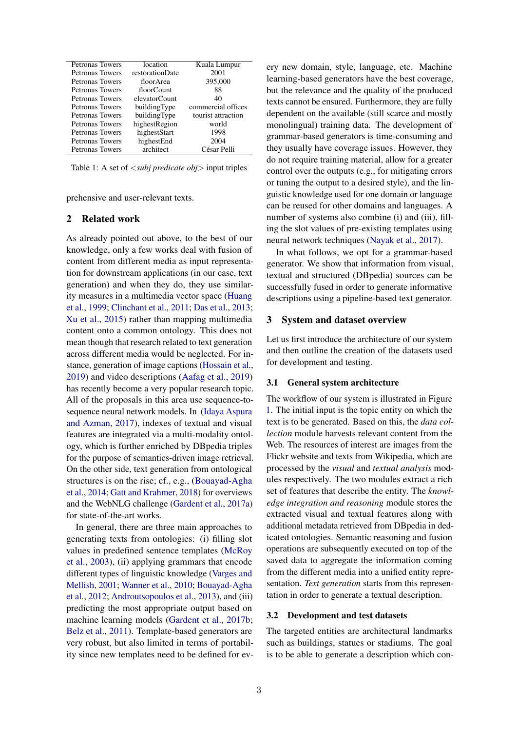| Petronas Towers | location | Kuala Lumpur |
|---|---|---|
| Petronas Towers | restorationDate | 2001 |
| Petronas Towers | floorArea | 395,000 |
| Petronas Towers | floorCount | 88 |
| Petronas Towers | elevatorCount | 40 |
| Petronas Towers | buildingType | commercial offices |
| Petronas Towers | buildingType | tourist attraction |
| Petronas Towers | highestRegion | world |
| Petronas Towers | highestStart | 1998 |
| Petronas Towers | highestEnd | 2004 |
| Petronas Towers | architect | César Pelli |

Table 1: A set of <*subj predicate obj*> input triples

prehensive and user-relevant texts.

## 2 Related work

As already pointed out above, to the best of our knowledge, only a few works deal with fusion of content from different media as input representation for downstream applications (in our case, text generation) and when they do, they use similarity measures in a multimedia vector space (Huang et al., 1999; Clinchant et al., 2011; Das et al., 2013; Xu et al., 2015) rather than mapping multimedia content onto a common ontology. This does not mean though that research related to text generation across different media would be neglected. For instance, generation of image captions (Hossain et al., 2019) and video descriptions (Aafag et al., 2019) has recently become a very popular research topic. All of the proposals in this area use sequence-to-sequence neural network models. In (Idaya Aspura and Azman, 2017), indexes of textual and visual features are integrated via a multi-modality ontology, which is further enriched by DBpedia triples for the purpose of semantics-driven image retrieval. On the other side, text generation from ontological structures is on the rise; cf., e.g., (Bouayad-Agha et al., 2014; Gatt and Krahmer, 2018) for overviews and the WebNLG challenge (Gardent et al., 2017a) for state-of-the-art works.

In general, there are three main approaches to generating texts from ontologies: (i) filling slot values in predefined sentence templates (McRoy et al., 2003), (ii) applying grammars that encode different types of linguistic knowledge (Varges and Mellish, 2001; Wanner et al., 2010; Bouayad-Agha et al., 2012; Androutsopoulos et al., 2013), and (iii) predicting the most appropriate output based on machine learning models (Gardent et al., 2017b; Belz et al., 2011). Template-based generators are very robust, but also limited in terms of portability since new templates need to be defined for every new domain, style, language, etc. Machine learning-based generators have the best coverage, but the relevance and the quality of the produced texts cannot be ensured. Furthermore, they are fully dependent on the available (still scarce and mostly monolingual) training data. The development of grammar-based generators is time-consuming and they usually have coverage issues. However, they do not require training material, allow for a greater control over the outputs (e.g., for mitigating errors or tuning the output to a desired style), and the linguistic knowledge used for one domain or language can be reused for other domains and languages. A number of systems also combine (i) and (iii), filling the slot values of pre-existing templates using neural network techniques (Nayak et al., 2017).

In what follows, we opt for a grammar-based generator. We show that information from visual, textual and structured (DBpedia) sources can be successfully fused in order to generate informative descriptions using a pipeline-based text generator.

## 3 System and dataset overview

Let us first introduce the architecture of our system and then outline the creation of the datasets used for development and testing.

### 3.1 General system architecture

The workflow of our system is illustrated in Figure 1. The initial input is the topic entity on which the text is to be generated. Based on this, the *data collection* module harvests relevant content from the Web. The resources of interest are images from the Flickr website and texts from Wikipedia, which are processed by the *visual* and *textual analysis* modules respectively. The two modules extract a rich set of features that describe the entity. The *knowledge integration and reasoning* module stores the extracted visual and textual features along with additional metadata retrieved from DBpedia in dedicated ontologies. Semantic reasoning and fusion operations are subsequently executed on top of the saved data to aggregate the information coming from the different media into a unified entity representation. *Text generation* starts from this representation in order to generate a textual description.

### 3.2 Development and test datasets

The targeted entities are architectural landmarks such as buildings, statues or stadiums. The goal is to be able to generate a description which con-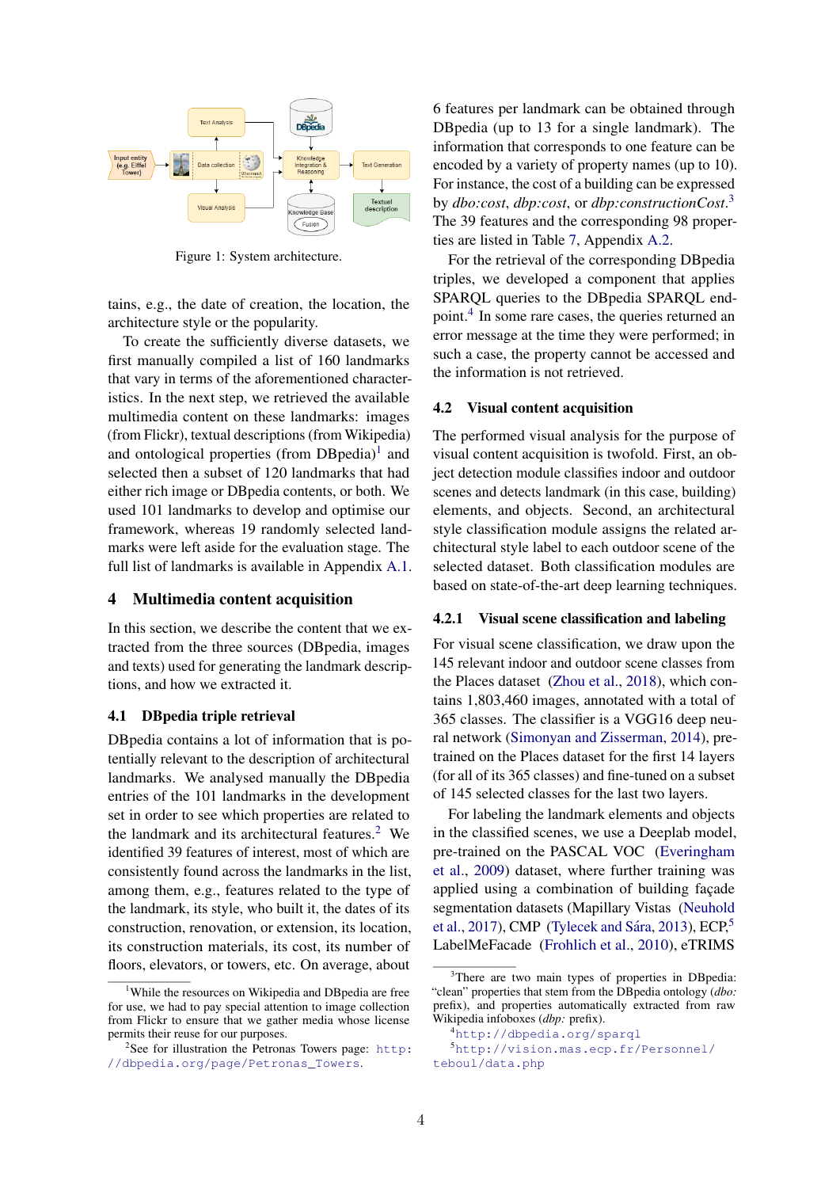Figure 1: System architecture.

tains, e.g., the date of creation, the location, the architecture style or the popularity.

To create the sufficiently diverse datasets, we first manually compiled a list of 160 landmarks that vary in terms of the aforementioned characteristics. In the next step, we retrieved the available multimedia content on these landmarks: images (from Flickr), textual descriptions (from Wikipedia) and ontological properties (from DBpedia)[1] and selected then a subset of 120 landmarks that had either rich image or DBpedia contents, or both. We used 101 landmarks to develop and optimise our framework, whereas 19 randomly selected landmarks were left aside for the evaluation stage. The full list of landmarks is available in Appendix A.1.

# 4 Multimedia content acquisition

In this section, we describe the content that we extracted from the three sources (DBpedia, images and texts) used for generating the landmark descriptions, and how we extracted it.

## 4.1 DBpedia triple retrieval

DBpedia contains a lot of information that is potentially relevant to the description of cultural landmarks. We analysed manually the DBpedia entries of the 101 landmarks in the development set in order to see which properties are related to the landmark and its architectural features.[2] We identified 39 features of interest, most of which are consistently found across the landmarks in the list, among them, e.g., features related to the type of the landmark, its style, who built it, the dates of its construction, renovation, or extension, its location, its construction materials, its cost, its number of floors, elevators, or towers, etc. On average, about 6 features per landmark can be obtained through DBpedia (up to 13 for a single landmark). The information that corresponds to one feature can be encoded by a variety of property names (up to 10). For instance, the cost of a building can be expressed by *dbo:cost*, *dbp:cost*, or *dbp:constructionCost*.[3] The 39 features and the corresponding 98 properties are listed in Table 7, Appendix A.2.

For the retrieval of the corresponding DBpedia triples, we developed a component that applies SPARQL queries to the DBpedia SPARQL endpoint.[4] In some rare cases, the queries returned an error message at the time they were performed; in such a case, the property cannot be accessed and the information is not retrieved.

## 4.2 Visual content acquisition

The performed visual analysis for the purpose of visual content acquisition is twofold. First, an object detection module classifies indoor and outdoor scenes and detects landmark (in this case, building) elements, and objects. Second, an architectural style classification module assigns the related architectural style label to each outdoor scene of the selected dataset. Both classification modules are based on state-of-the-art deep learning techniques.

### 4.2.1 Visual scene classification and labeling

For visual scene classification, we draw upon the 145 relevant indoor and outdoor scene classes from the Places dataset (Zhou et al., 2018), which contains 1,803,460 images, annotated with a total of 365 classes. The classifier is a VGG16 deep neural network (Simonyan and Zisserman, 2014), pretrained on the Places dataset for the first 14 layers (for all of its 365 classes) and fine-tuned on a subset of 145 selected classes for the last two layers.

For labeling the landmark elements and objects in the classified scenes, we use a Deeplab model, pre-trained on the PASCAL VOC (Everingham et al., 2009) dataset, where further training was applied using a combination of building façade segmentation datasets (Mapillary Vistas (Neuhold et al., 2017), CMP (Tylecek and Sára, 2013), ECP,[5] LabelMeFacade (Frohlich et al., 2010), eTRIMS

[1] While the resources on Wikipedia and DBpedia are free for use, we had to pay special attention to image collection from Flickr to ensure that we gather media whose license permits their reuse for our purposes.

[2] See for illustration the Petronas Towers page: http://dbpedia.org/page/Petronas_Towers.

[3] There are two main types of properties in DBpedia: "clean" properties that stem from the DBpedia ontology (*dbo:* prefix), and properties automatically extracted from raw Wikipedia infoboxes (*dbp:* prefix).

[4] http://dbpedia.org/sparql

[5] http://vision.mas.ecp.fr/Personnel/teboul/data.php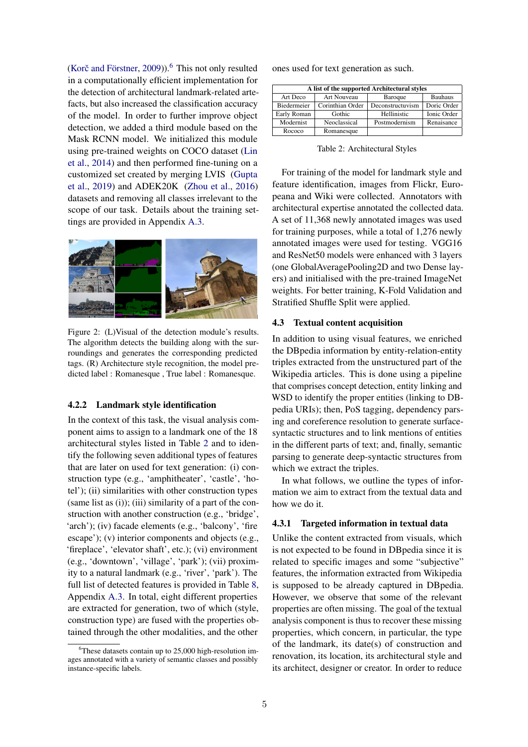(Korč and Förstner, 2009)).[6] This not only resulted in a computationally efficient implementation for the detection of architectural landmark-related artefacts, but also increased the classification accuracy of the model. In order to further improve object detection, we added a third module based on the Mask RCNN model. We initialized this module using pre-trained weights on COCO dataset (Lin et al., 2014) and then performed fine-tuning on a customized set created by merging LVIS (Gupta et al., 2019) and ADEK20K (Zhou et al., 2016) datasets and removing all classes irrelevant to the scope of our task. Details about the training settings are provided in Appendix A.3.

Figure 2: (L)Visual of the detection module's results. The algorithm detects the building along with the surroundings and generates the corresponding predicted tags. (R) Architecture style recognition, the model predicted label : Romanesque , True label : Romanesque.

#### 4.2.2 Landmark style identification

In the context of this task, the visual analysis component aims to assign to a landmark one of the 18 architectural styles listed in Table 2 and to identify the following seven additional types of features that are later on used for text generation: (i) construction type (e.g., 'amphitheater', 'castle', 'hotel'); (ii) similarities with other construction types (same list as (i)); (iii) similarity of a part of the construction with another construction (e.g., 'bridge', 'arch'); (iv) facade elements (e.g., 'balcony', 'fire escape'); (v) interior components and objects (e.g., 'fireplace', 'elevator shaft', etc.); (vi) environment (e.g., 'downtown', 'village', 'park'); (vii) proximity to a natural landmark (e.g., 'river', 'park'). The full list of detected features is provided in Table 8, Appendix A.3. In total, eight different properties are extracted for generation, two of which (style, construction type) are fused with the properties obtained through the other modalities, and the other ones used for text generation as such.

[6] These datasets contain up to 25,000 high-resolution images annotated with a variety of semantic classes and possibly instance-specific labels.

| A list of the supported Architectural styles | | | |
|---|---|---|---|
| Art Deco | Art Nouveau | Baroque | Bauhaus |
| Biedermeier | Corinthian Order | Deconstructuvism | Doric Order |
| Early Roman | Gothic | Hellinistic | Ionic Order |
| Modernist | Neoclassical | Postmodernism | Renaisance |
| Rococo | Romanesque | | |

Table 2: Architectural Styles

For training of the model for landmark style and feature identification, images from Flickr, Europeana and Wiki were collected. Annotators with architectural expertise annotated the collected data. A set of 11,368 newly annotated images was used for training purposes, while a total of 1,276 newly annotated images were used for testing. VGG16 and ResNet50 models were enhanced with 3 layers (one GlobalAveragePooling2D and two Dense layers) and initialised with the pre-trained ImageNet weights. For better training, K-Fold Validation and Stratified Shuffle Split were applied.

### 4.3 Textual content acquisition

In addition to using visual features, we enriched the DBpedia information by entity-relation-entity triples extracted from the unstructured part of the Wikipedia articles. This is done using a pipeline that comprises concept detection, entity linking and WSD to identify the proper entities (linking to DBpedia URIs); then, PoS tagging, dependency parsing and coreference resolution to generate surface-syntactic structures and to link mentions of entities in the different parts of text; and, finally, semantic parsing to generate deep-syntactic structures from which we extract the triples.

In what follows, we outline the types of information we aim to extract from the textual data and how we do it.

#### 4.3.1 Targeted information in textual data

Unlike the content extracted from visuals, which is not expected to be found in DBpedia since it is related to specific images and some "subjective" features, the information extracted from Wikipedia is supposed to be already captured in DBpedia. However, we observe that some of the relevant properties are often missing. The goal of the textual analysis component is thus to recover these missing properties, which concern, in particular, the type of the landmark, its date(s) of construction and renovation, its location, its architectural style and its architect, designer or creator. In order to reduce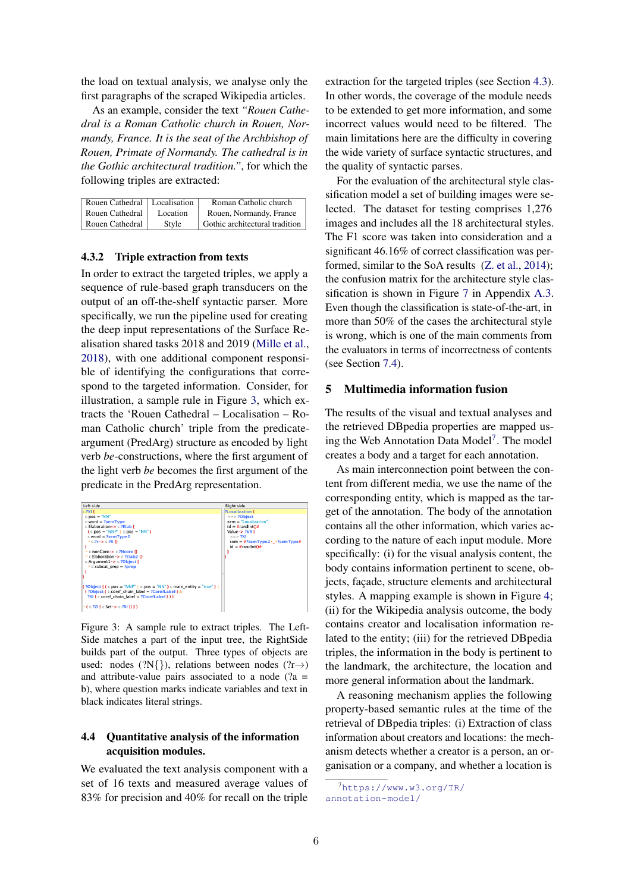the load on textual analysis, we analyse only the first paragraphs of the scraped Wikipedia articles.

As an example, consider the text *"Rouen Cathedral is a Roman Catholic church in Rouen, Normandy, France. It is the seat of the Archbishop of Rouen, Primate of Normandy. The cathedral is in the Gothic architectural tradition."*, for which the following triples are extracted:

| | | |
|---|---|---|
| Rouen Cathedral | Localisation | Roman Catholic church |
| Rouen Cathedral | Location | Rouen, Normandy, France |
| Rouen Cathedral | Style | Gothic architectural tradition |

#### 4.3.2 Triple extraction from texts

In order to extract the targeted triples, we apply a sequence of rule-based graph transducers on the output of an off-the-shelf syntactic parser. More specifically, we run the pipeline used for creating the deep input representations of the Surface Realisation shared tasks 2018 and 2019 (Mille et al., 2018), with one additional component responsible of identifying the configurations that correspond to the targeted information. Consider, for illustration, a sample rule in Figure 3, which extracts the 'Rouen Cathedral – Localisation – Roman Catholic church' triple from the predicate-argument (PredArg) structure as encoded by light verb *be*-constructions, where the first argument of the light verb *be* becomes the first argument of the predicate in the PredArg representation.

Figure 3: A sample rule to extract triples. The Left-Side matches a part of the input tree, the RightSide builds part of the output. Three types of objects are used: nodes (?N{}), relations between nodes (?r→) and attribute-value pairs associated to a node (?a = b), where question marks indicate variables and text in black indicates literal strings.

### 4.4 Quantitative analysis of the information acquisition modules.

We evaluated the text analysis component with a set of 16 texts and measured average values of 83% for precision and 40% for recall on the triple extraction for the targeted triples (see Section 4.3). In other words, the coverage of the module needs to be extended to get more information, and some incorrect values would need to be filtered. The main limitations here are the difficulty in covering the wide variety of surface syntactic structures, and the quality of syntactic parses.

For the evaluation of the architectural style classification model a set of building images were selected. The dataset for testing comprises 1,276 images and includes all the 18 architectural styles. The F1 score was taken into consideration and a significant 46.16% of correct classification was performed, similar to the SoA results (Z. et al., 2014); the confusion matrix for the architecture style classification is shown in Figure 7 in Appendix A.3. Even though the classification is state-of-the-art, in more than 50% of the cases the architectural style is wrong, which is one of the main comments from the evaluators in terms of incorrectness of contents (see Section 7.4).

## 5 Multimedia information fusion

The results of the visual and textual analyses and the retrieved DBpedia properties are mapped using the Web Annotation Data Model[7]. The model creates a body and a target for each annotation.

As main interconnection point between the content from different media, we use the name of the corresponding entity, which is mapped as the target of the annotation. The body of the annotation contains all the other information, which varies according to the nature of each input module. More specifically: (i) for the visual analysis content, the body contains information pertinent to scene, objects, façade, structure elements and architectural styles. A mapping example is shown in Figure 4; (ii) for the Wikipedia analysis outcome, the body contains creator and localisation information related to the entity; (iii) for the retrieved DBpedia triples, the information in the body is pertinent to the landmark, the architecture, the location and more general information about the landmark.

A reasoning mechanism applies the following property-based semantic rules at the time of the retrieval of DBpedia triples: (i) Extraction of class information about creators and locations: the mechanism detects whether a creator is a person, an organisation or a company, and whether a location is

[7] https://www.w3.org/TR/annotation-model/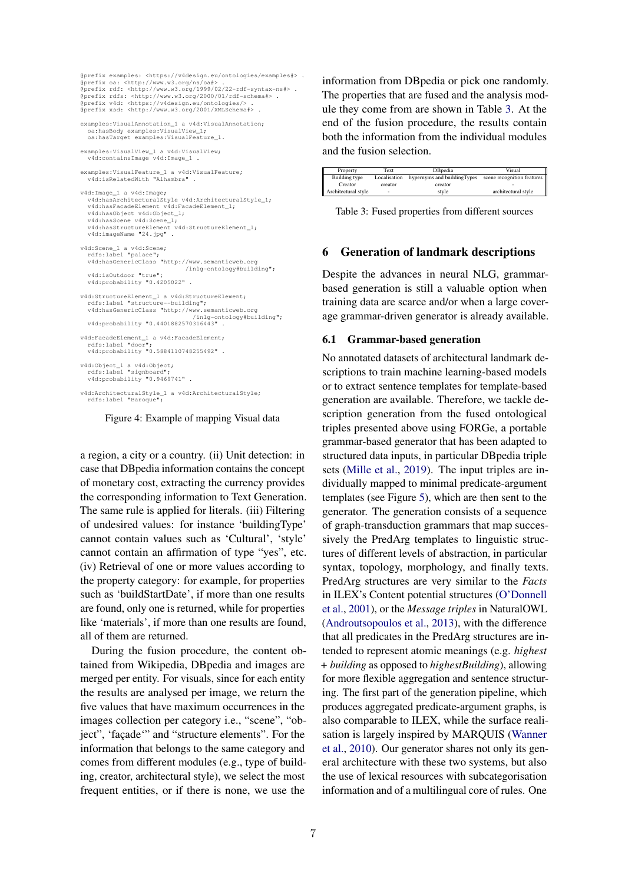```
@prefix examples: <https://v4design.eu/ontologies/examples#> .
@prefix oa: <http://www.w3.org/ns/oa#> .
@prefix rdf: <http://www.w3.org/1999/02/22-rdf-syntax-ns#> .
@prefix rdfs: <http://www.w3.org/2000/01/rdf-schema#> .
@prefix v4d: <https://v4design.eu/ontologies/> .
@prefix xsd: <http://www.w3.org/2001/XMLSchema#> .

examples:VisualAnnotation_1 a v4d:VisualAnnotation;
  oa:hasBody examples:VisualView_1;
  oa:hasTarget examples:VisualFeature_1.

examples:VisualView_1 a v4d:VisualView;
  v4d:containsImage v4d:Image_1 .

examples:VisualFeature_1 a v4d:VisualFeature;
  v4d:isRelatedWith "Alhambra" .

v4d:Image_1 a v4d:Image;
  v4d:hasArchitecturalStyle v4d:ArchitecturalStyle_1;
  v4d:hasFacadeElement v4d:FacadeElement_1;
  v4d:hasObject v4d:Object_1;
  v4d:hasScene v4d:Scene_1;
  v4d:hasStructureElement v4d:StructureElement_1;
  v4d:imageName "24.jpg" .

v4d:Scene_1 a v4d:Scene;
  rdfs:label "palace";
  v4d:hasGenericClass "http://www.semanticweb.org
                        /inlg-ontology#building";
  v4d:isOutdoor "true";
  v4d:probability "0.4205022" .

v4d:StructureElement_1 a v4d:StructureElement;
  rdfs:label "structure--building";
  v4d:hasGenericClass "http://www.semanticweb.org
                        /inlg-ontology#building";
  v4d:probability "0.4401882570316443" .

v4d:FacadeElement_1 a v4d:FacadeElement;
  rdfs:label "door";
  v4d:probability "0.5884110748255492" .

v4d:Object_1 a v4d:Object;
  rdfs:label "signboard";
  v4d:probability "0.9469741" .

v4d:ArchitecturalStyle_1 a v4d:ArchitecturalStyle;
  rdfs:label "Baroque";
```

Figure 4: Example of mapping Visual data

a region, a city or a country. (ii) Unit detection: in case that DBpedia information contains the concept of monetary cost, extracting the currency provides the corresponding information to Text Generation. The same rule is applied for literals. (iii) Filtering of undesired values: for instance 'buildingType' cannot contain values such as 'Cultural', 'style' cannot contain an affirmation of type "yes", etc. (iv) Retrieval of one or more values according to the property category: for example, for properties such as 'buildStartDate', if more than one results are found, only one is returned, while for properties like 'materials', if more than one results are found, all of them are returned.

During the fusion procedure, the content obtained from Wikipedia, DBpedia and images are merged per entity. For visuals, since for each entity the results are analysed per image, we return the five values that have maximum occurrences in the images collection per category i.e., "scene", "object", 'façade'" and "structure elements". For the information that belongs to the same category and comes from different modules (e.g., type of building, creator, architectural style), we select the most frequent entities, or if there is none, we use the information from DBpedia or pick one randomly. The properties that are fused and the analysis module they come from are shown in Table 3. At the end of the fusion procedure, the results contain both the information from the individual modules and the fusion selection.

| Property | Text | DBpedia | Visual |
|---|---|---|---|
| Building type | Localisation | hypernyms and buildingTypes | scene recognition features |
| Creator | creator | creator | - |
| Architectural style | - | style | architectural style |

Table 3: Fused properties from different sources

## 6 Generation of landmark descriptions

Despite the advances in neural NLG, grammar-based generation is still a valuable option when training data are scarce and/or when a large coverage grammar-driven generator is already available.

### 6.1 Grammar-based generation

No annotated datasets of architectural landmark descriptions to train machine learning-based models or to extract sentence templates for template-based generation are available. Therefore, we tackle description generation from the fused ontological triples presented above using FORGe, a portable grammar-based generator that has been adapted to structured data inputs, in particular DBpedia triple sets (Mille et al., 2019). The input triples are individually mapped to minimal predicate-argument templates (see Figure 5), which are then sent to the generator. The generation consists of a sequence of graph-transduction grammars that map successively the PredArg templates to linguistic structures of different levels of abstraction, in particular syntax, topology, morphology, and finally texts. PredArg structures are very similar to the *Facts* in ILEX's Content potential structures (O'Donnell et al., 2001), or the *Message triples* in NaturalOWL (Androutsopoulos et al., 2013), with the difference that all predicates in the PredArg structures are intended to represent atomic meanings (e.g. *highest* + *building* as opposed to *highestBuilding*), allowing for more flexible aggregation and sentence structuring. The first part of the generation pipeline, which produces aggregated predicate-argument graphs, is also comparable to ILEX, while the surface realisation is largely inspired by MARQUIS (Wanner et al., 2010). Our generator shares not only its general architecture with these two systems, but also the use of lexical resources with subcategorisation information and of a multilingual core of rules. One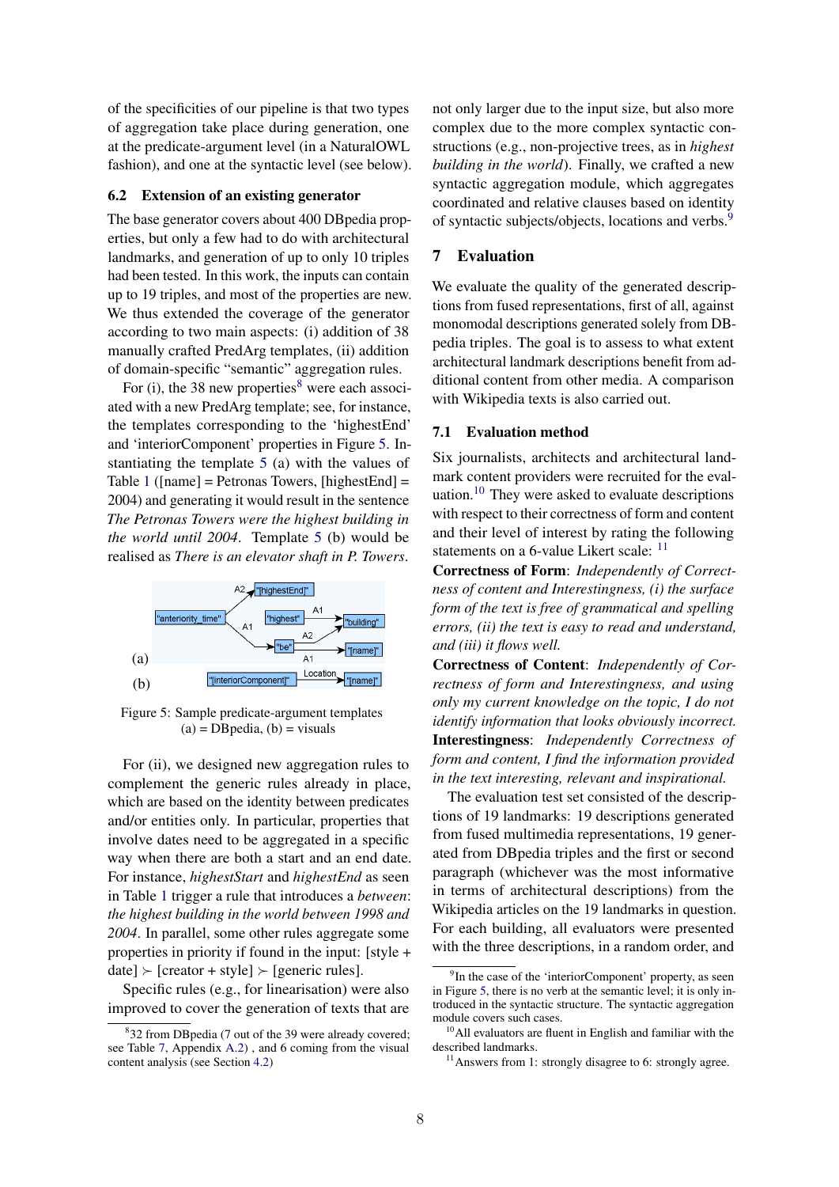of the specificities of our pipeline is that two types of aggregation take place during generation, one at the predicate-argument level (in a NaturalOWL fashion), and one at the syntactic level (see below).

### 6.2 Extension of an existing generator

The base generator covers about 400 DBpedia properties, but only a few had to do with architectural landmarks, and generation of up to only 10 triples had been tested. In this work, the inputs can contain up to 19 triples, and most of the properties are new. We thus extended the coverage of the generator according to two main aspects: (i) addition of 38 manually crafted PredArg templates, (ii) addition of domain-specific "semantic" aggregation rules.

For (i), the 38 new properties[8] were each associated with a new PredArg template; see, for instance, the templates corresponding to the 'highestEnd' and 'interiorComponent' properties in Figure 5. Instantiating the template 5 (a) with the values of Table 1 ([name] = Petronas Towers, [highestEnd] = 2004) and generating it would result in the sentence *The Petronas Towers were the highest building in the world until 2004*. Template 5 (b) would be realised as *There is an elevator shaft in P. Towers*.

Figure 5: Sample predicate-argument templates (a) = DBpedia, (b) = visuals

For (ii), we designed new aggregation rules to complement the generic rules already in place, which are based on the identity between predicates and/or entities only. In particular, properties that involve dates need to be aggregated in a specific way when there are both a start and an end date. For instance, *highestStart* and *highestEnd* as seen in Table 1 trigger a rule that introduces a *between*: *the highest building in the world between 1998 and 2004*. In parallel, some other rules aggregate some properties in priority if found in the input: [style + date] ≻ [creator + style] ≻ [generic rules].

Specific rules (e.g., for linearisation) were also improved to cover the generation of texts that are not only larger due to the input size, but also more complex due to the more complex syntactic constructions (e.g., non-projective trees, as in *highest building in the world*). Finally, we crafted a new syntactic aggregation module, which aggregates coordinated and relative clauses based on identity of syntactic subjects/objects, locations and verbs.[9]

## 7 Evaluation

We evaluate the quality of the generated descriptions from fused representations, first of all, against monomodal descriptions generated solely from DBpedia triples. The goal is to assess to what extent architectural landmark descriptions benefit from additional content from other media. A comparison with Wikipedia texts is also carried out.

### 7.1 Evaluation method

Six journalists, architects and architectural landmark content providers were recruited for the evaluation.[10] They were asked to evaluate descriptions with respect to their correctness of form and content and their level of interest by rating the following statements on a 6-value Likert scale: [11]

**Correctness of Form**: *Independently of Correctness of content and Interestingness, (i) the surface form of the text is free of grammatical and spelling errors, (ii) the text is easy to read and understand, and (iii) it flows well.*

**Correctness of Content**: *Independently of Correctness of form and Interestingness, and using only my current knowledge on the topic, I do not identify information that looks obviously incorrect.*

**Interestingness**: *Independently Correctness of form and content, I find the information provided in the text interesting, relevant and inspirational.*

The evaluation test set consisted of the descriptions of 19 landmarks: 19 descriptions generated from fused multimedia representations, 19 generated from DBpedia triples and the first or second paragraph (whichever was the most informative in terms of architectural descriptions) from the Wikipedia articles on the 19 landmarks in question. For each building, all evaluators were presented with the three descriptions, in a random order, and

[8] 32 from DBpedia (7 out of the 39 were already covered; see Table 7, Appendix A.2) , and 6 coming from the visual content analysis (see Section 4.2)

[9] In the case of the 'interiorComponent' property, as seen in Figure 5, there is no verb at the semantic level; it is only introduced in the syntactic structure. The syntactic aggregation module covers such cases.

[10] All evaluators are fluent in English and familiar with the described landmarks.

[11] Answers from 1: strongly disagree to 6: strongly agree.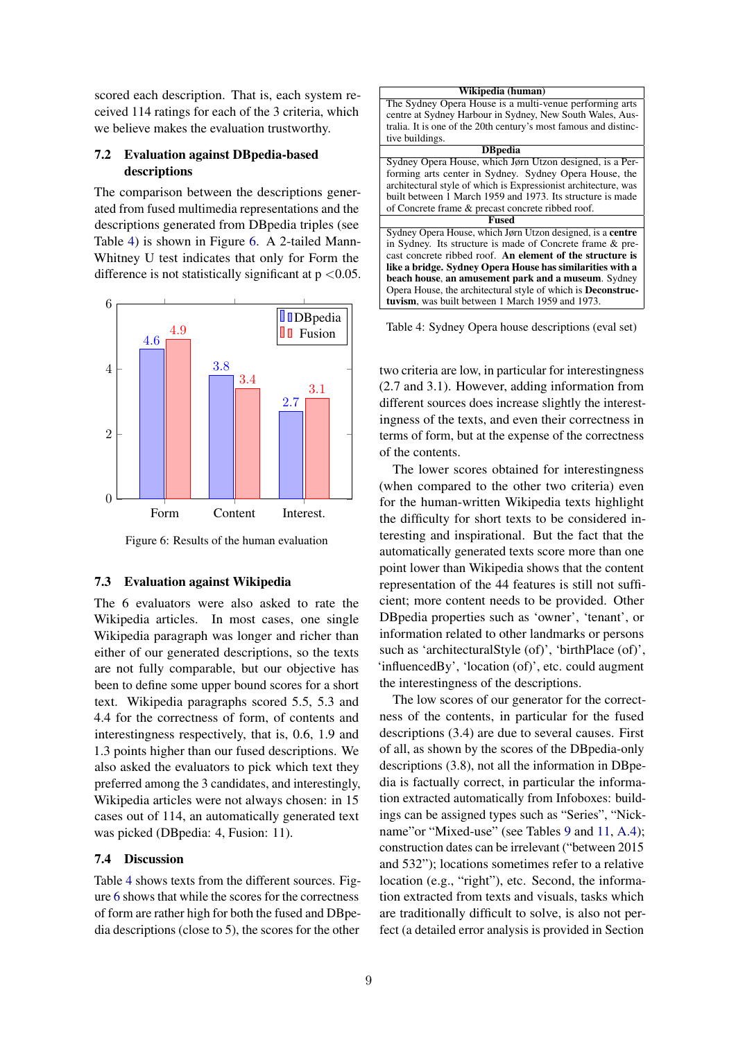scored each description. That is, each system received 114 ratings for each of the 3 criteria, which we believe makes the evaluation trustworthy.

### 7.2 Evaluation against DBpedia-based descriptions

The comparison between the descriptions generated from fused multimedia representations and the descriptions generated from DBpedia triples (see Table 4) is shown in Figure 6. A 2-tailed Mann-Whitney U test indicates that only for Form the difference is not statistically significant at $p < 0.05$.

| | Form | Content | Interest. |
|---|---|---|---|
| DBpedia | 4.6 | 3.8 | 2.7 |
| Fusion | 4.9 | 3.4 | 3.1 |

Figure 6: Results of the human evaluation

### 7.3 Evaluation against Wikipedia

The 6 evaluators were also asked to rate the Wikipedia articles. In most cases, one single Wikipedia paragraph was longer and richer than either of our generated descriptions, so the texts are not fully comparable, but our objective has been to define some upper bound scores for a short text. Wikipedia paragraphs scored 5.5, 5.3 and 4.4 for the correctness of form, of contents and interestingness respectively, that is, 0.6, 1.9 and 1.3 points higher than our fused descriptions. We also asked the evaluators to pick which text they preferred among the 3 candidates, and interestingly, Wikipedia articles were not always chosen: in 15 cases out of 114, an automatically generated text was picked (DBpedia: 4, Fusion: 11).

### 7.4 Discussion

Table 4 shows texts from the different sources. Figure 6 shows that while the scores for the correctness of form are rather high for both the fused and DBpedia descriptions (close to 5), the scores for the other two criteria are low, in particular for interestingness (2.7 and 3.1). However, adding information from different sources does increase slightly the interestingness of the texts, and even their correctness in terms of form, but at the expense of the correctness of the contents.

| Wikipedia (human) |
|---|
| The Sydney Opera House is a multi-venue performing arts centre at Sydney Harbour in Sydney, New South Wales, Australia. It is one of the 20th century's most famous and distinctive buildings. |
| **DBpedia** |
| Sydney Opera House, which Jørn Utzon designed, is a Performing arts center in Sydney. Sydney Opera House, the architectural style of which is Expressionist architecture, was built between 1 March 1959 and 1973. Its structure is made of Concrete frame & precast concrete ribbed roof. |
| **Fused** |
| Sydney Opera House, which Jørn Utzon designed, is a **centre** in Sydney. Its structure is made of Concrete frame & precast concrete ribbed roof. **An element of the structure is like a bridge. Sydney Opera House has similarities with a beach house**, **an amusement park and a museum**. Sydney Opera House, the architectural style of which is **Deconstructuvism**, was built between 1 March 1959 and 1973. |

Table 4: Sydney Opera house descriptions (eval set)

The lower scores obtained for interestingness (when compared to the other two criteria) even for the human-written Wikipedia texts highlight the difficulty for short texts to be considered interesting and inspirational. But the fact that the automatically generated texts score more than one point lower than Wikipedia shows that the content representation of the 44 features is still not sufficient; more content needs to be provided. Other DBpedia properties such as 'owner', 'tenant', or information related to other landmarks or persons such as 'architecturalStyle (of)', 'birthPlace (of)', 'influencedBy', 'location (of)', etc. could augment the interestingness of the descriptions.

The low scores of our generator for the correctness of the contents, in particular for the fused descriptions (3.4) are due to several causes. First of all, as shown by the scores of the DBpedia-only descriptions (3.8), not all the information in DBpedia is factually correct, in particular the information extracted automatically from Infoboxes: buildings can be assigned types such as "Series", "Nickname"or "Mixed-use" (see Tables 9 and 11, A.4); construction dates can be irrelevant ("between 2015 and 532"); locations sometimes refer to a relative location (e.g., "right"), etc. Second, the information extracted from texts and visuals, tasks which are traditionally difficult to solve, is also not perfect (a detailed error analysis is provided in Section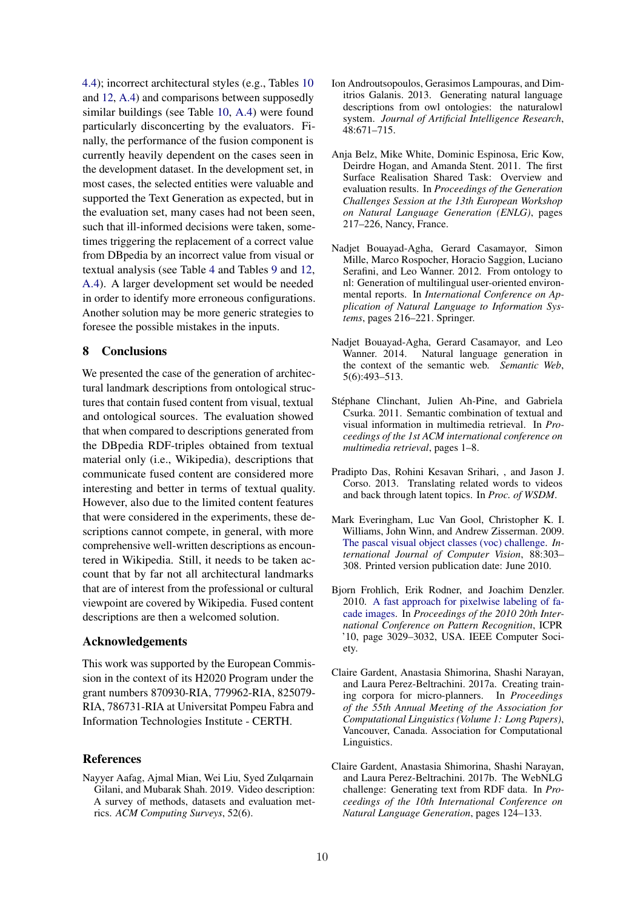4.4); incorrect architectural styles (e.g., Tables 10 and 12, A.4) and comparisons between supposedly similar buildings (see Table 10, A.4) were found particularly disconcerting by the evaluators. Finally, the performance of the fusion component is currently heavily dependent on the cases seen in the development dataset. In the development set, in most cases, the selected entities were valuable and supported the Text Generation as expected, but in the evaluation set, many cases had not been seen, such that ill-informed decisions were taken, sometimes triggering the replacement of a correct value from DBpedia by an incorrect value from visual or textual analysis (see Table 4 and Tables 9 and 12, A.4). A larger development set would be needed in order to identify more erroneous configurations. Another solution may be more generic strategies to foresee the possible mistakes in the inputs.

## 8 Conclusions

We presented the case of the generation of architectural landmark descriptions from ontological structures that contain fused content from visual, textual and ontological sources. The evaluation showed that when compared to descriptions generated from the DBpedia RDF-triples obtained from textual material only (i.e., Wikipedia), descriptions that communicate fused content are considered more interesting and better in terms of textual quality. However, also due to the limited content features that were considered in the experiments, these descriptions cannot compete, in general, with more comprehensive well-written descriptions as encountered in Wikipedia. Still, it needs to be taken account that by far not all architectural landmarks that are of interest from the professional or cultural viewpoint are covered by Wikipedia. Fused content descriptions are then a welcomed solution.

## Acknowledgements

This work was supported by the European Commission in the context of its H2020 Program under the grant numbers 870930-RIA, 779962-RIA, 825079-RIA, 786731-RIA at Universitat Pompeu Fabra and Information Technologies Institute - CERTH.

## References

Nayyer Aafag, Ajmal Mian, Wei Liu, Syed Zulqarnain Gilani, and Mubarak Shah. 2019. Video description: A survey of methods, datasets and evaluation metrics. *ACM Computing Surveys*, 52(6).

Ion Androutsopoulos, Gerasimos Lampouras, and Dimitrios Galanis. 2013. Generating natural language descriptions from owl ontologies: the naturalowl system. *Journal of Artificial Intelligence Research*, 48:671–715.

Anja Belz, Mike White, Dominic Espinosa, Eric Kow, Deirdre Hogan, and Amanda Stent. 2011. The first Surface Realisation Shared Task: Overview and evaluation results. In *Proceedings of the Generation Challenges Session at the 13th European Workshop on Natural Language Generation (ENLG)*, pages 217–226, Nancy, France.

Nadjet Bouayad-Agha, Gerard Casamayor, Simon Mille, Marco Rospocher, Horacio Saggion, Luciano Serafini, and Leo Wanner. 2012. From ontology to nl: Generation of multilingual user-oriented environmental reports. In *International Conference on Application of Natural Language to Information Systems*, pages 216–221. Springer.

Nadjet Bouayad-Agha, Gerard Casamayor, and Leo Wanner. 2014. Natural language generation in the context of the semantic web. *Semantic Web*, 5(6):493–513.

Stéphane Clinchant, Julien Ah-Pine, and Gabriela Csurka. 2011. Semantic combination of textual and visual information in multimedia retrieval. In *Proceedings of the 1st ACM international conference on multimedia retrieval*, pages 1–8.

Pradipto Das, Rohini Kesavan Srihari, , and Jason J. Corso. 2013. Translating related words to videos and back through latent topics. In *Proc. of WSDM*.

Mark Everingham, Luc Van Gool, Christopher K. I. Williams, John Winn, and Andrew Zisserman. 2009. The pascal visual object classes (voc) challenge. *International Journal of Computer Vision*, 88:303–308. Printed version publication date: June 2010.

Bjorn Frohlich, Erik Rodner, and Joachim Denzler. 2010. A fast approach for pixelwise labeling of facade images. In *Proceedings of the 2010 20th International Conference on Pattern Recognition*, ICPR '10, page 3029–3032, USA. IEEE Computer Society.

Claire Gardent, Anastasia Shimorina, Shashi Narayan, and Laura Perez-Beltrachini. 2017a. Creating training corpora for micro-planners. In *Proceedings of the 55th Annual Meeting of the Association for Computational Linguistics (Volume 1: Long Papers)*, Vancouver, Canada. Association for Computational Linguistics.

Claire Gardent, Anastasia Shimorina, Shashi Narayan, and Laura Perez-Beltrachini. 2017b. The WebNLG challenge: Generating text from RDF data. In *Proceedings of the 10th International Conference on Natural Language Generation*, pages 124–133.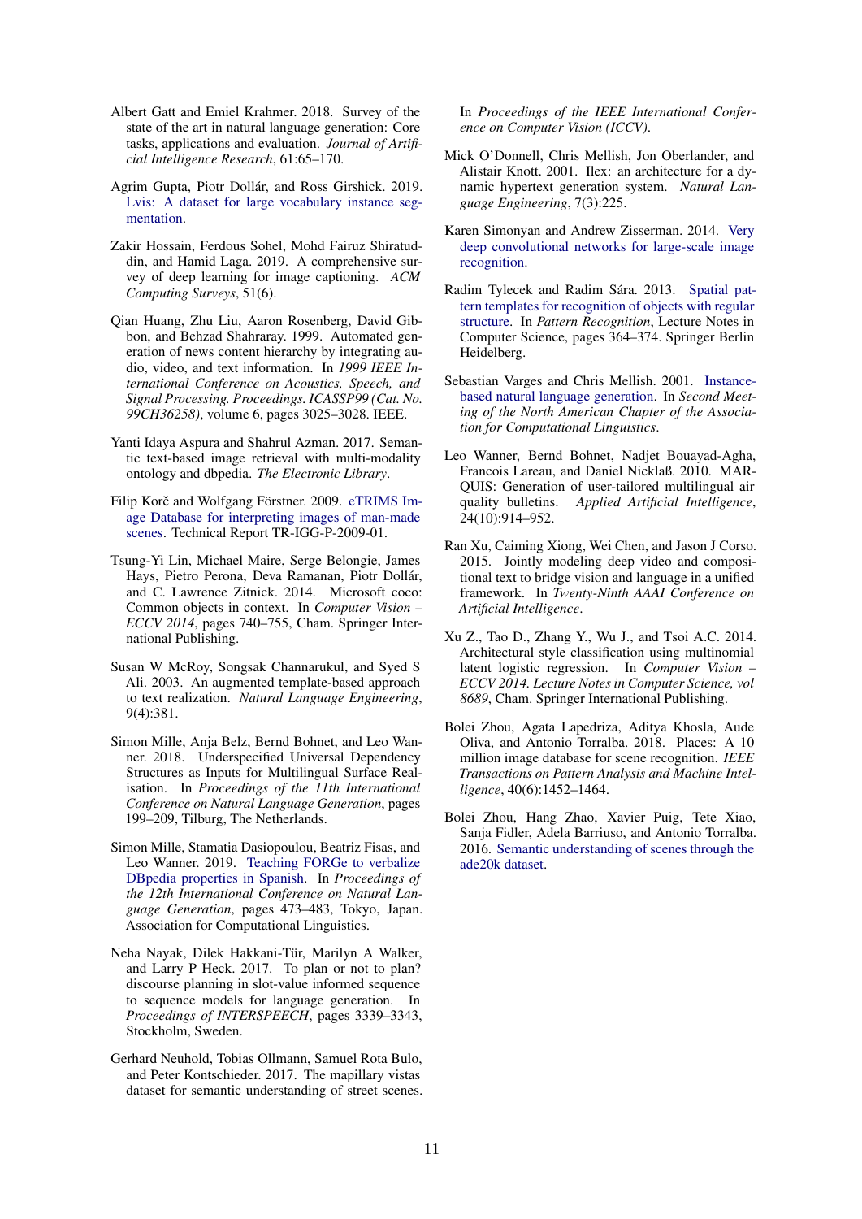Albert Gatt and Emiel Krahmer. 2018. Survey of the state of the art in natural language generation: Core tasks, applications and evaluation. *Journal of Artificial Intelligence Research*, 61:65–170.

Agrim Gupta, Piotr Dollár, and Ross Girshick. 2019. Lvis: A dataset for large vocabulary instance segmentation.

Zakir Hossain, Ferdous Sohel, Mohd Fairuz Shiratuddin, and Hamid Laga. 2019. A comprehensive survey of deep learning for image captioning. *ACM Computing Surveys*, 51(6).

Qian Huang, Zhu Liu, Aaron Rosenberg, David Gibbon, and Behzad Shahraray. 1999. Automated generation of news content hierarchy by integrating audio, video, and text information. In *1999 IEEE International Conference on Acoustics, Speech, and Signal Processing. Proceedings. ICASSP99 (Cat. No. 99CH36258)*, volume 6, pages 3025–3028. IEEE.

Yanti Idaya Aspura and Shahrul Azman. 2017. Semantic text-based image retrieval with multi-modality ontology and dbpedia. *The Electronic Library*.

Filip Korč and Wolfgang Förstner. 2009. eTRIMS Image Database for interpreting images of man-made scenes. Technical Report TR-IGG-P-2009-01.

Tsung-Yi Lin, Michael Maire, Serge Belongie, James Hays, Pietro Perona, Deva Ramanan, Piotr Dollár, and C. Lawrence Zitnick. 2014. Microsoft coco: Common objects in context. In *Computer Vision – ECCV 2014*, pages 740–755, Cham. Springer International Publishing.

Susan W McRoy, Songsak Channarukul, and Syed S Ali. 2003. An augmented template-based approach to text realization. *Natural Language Engineering*, 9(4):381.

Simon Mille, Anja Belz, Bernd Bohnet, and Leo Wanner. 2018. Underspecified Universal Dependency Structures as Inputs for Multilingual Surface Realisation. In *Proceedings of the 11th International Conference on Natural Language Generation*, pages 199–209, Tilburg, The Netherlands.

Simon Mille, Stamatia Dasiopoulou, Beatriz Fisas, and Leo Wanner. 2019. Teaching FORGe to verbalize DBpedia properties in Spanish. In *Proceedings of the 12th International Conference on Natural Language Generation*, pages 473–483, Tokyo, Japan. Association for Computational Linguistics.

Neha Nayak, Dilek Hakkani-Tür, Marilyn A Walker, and Larry P Heck. 2017. To plan or not to plan? discourse planning in slot-value informed sequence to sequence models for language generation. In *Proceedings of INTERSPEECH*, pages 3339–3343, Stockholm, Sweden.

Gerhard Neuhold, Tobias Ollmann, Samuel Rota Bulo, and Peter Kontschieder. 2017. The mapillary vistas dataset for semantic understanding of street scenes. In *Proceedings of the IEEE International Conference on Computer Vision (ICCV)*.

Mick O'Donnell, Chris Mellish, Jon Oberlander, and Alistair Knott. 2001. Ilex: an architecture for a dynamic hypertext generation system. *Natural Language Engineering*, 7(3):225.

Karen Simonyan and Andrew Zisserman. 2014. Very deep convolutional networks for large-scale image recognition.

Radim Tylecek and Radim Šára. 2013. Spatial pattern templates for recognition of objects with regular structure. In *Pattern Recognition*, Lecture Notes in Computer Science, pages 364–374. Springer Berlin Heidelberg.

Sebastian Varges and Chris Mellish. 2001. Instance-based natural language generation. In *Second Meeting of the North American Chapter of the Association for Computational Linguistics*.

Leo Wanner, Bernd Bohnet, Nadjet Bouayad-Agha, Francois Lareau, and Daniel Nicklaß. 2010. MARQUIS: Generation of user-tailored multilingual air quality bulletins. *Applied Artificial Intelligence*, 24(10):914–952.

Ran Xu, Caiming Xiong, Wei Chen, and Jason J Corso. 2015. Jointly modeling deep video and compositional text to bridge vision and language in a unified framework. In *Twenty-Ninth AAAI Conference on Artificial Intelligence*.

Xu Z., Tao D., Zhang Y., Wu J., and Tsoi A.C. 2014. Architectural style classification using multinomial latent logistic regression. In *Computer Vision – ECCV 2014. Lecture Notes in Computer Science, vol 8689*, Cham. Springer International Publishing.

Bolei Zhou, Agata Lapedriza, Aditya Khosla, Aude Oliva, and Antonio Torralba. 2018. Places: A 10 million image database for scene recognition. *IEEE Transactions on Pattern Analysis and Machine Intelligence*, 40(6):1452–1464.

Bolei Zhou, Hang Zhao, Xavier Puig, Tete Xiao, Sanja Fidler, Adela Barriuso, and Antonio Torralba. 2016. Semantic understanding of scenes through the ade20k dataset.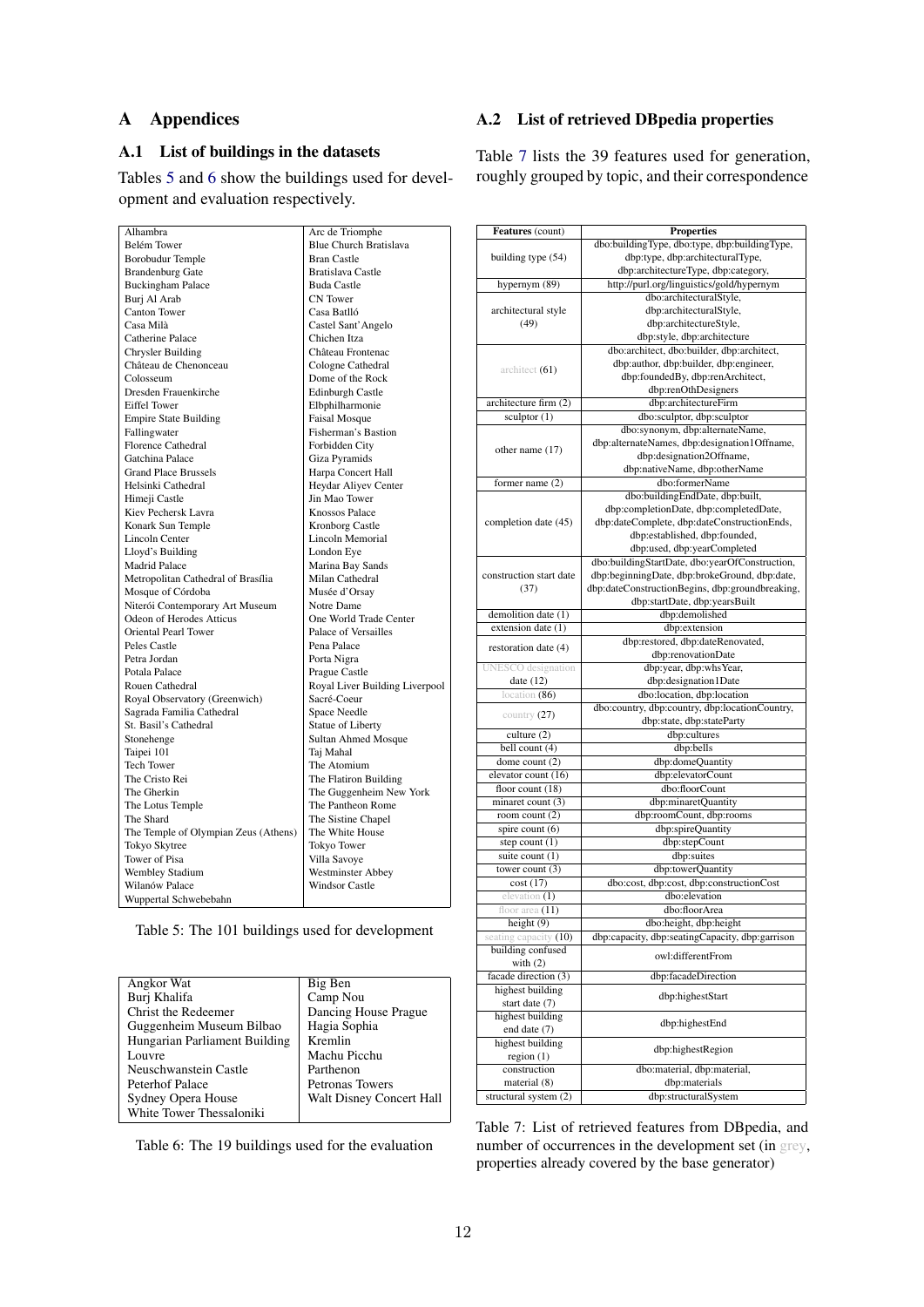# A Appendices

## A.1 List of buildings in the datasets

Tables 5 and 6 show the buildings used for development and evaluation respectively.

| | |
|---|---|
| Alhambra | Arc de Triomphe |
| Belém Tower | Blue Church Bratislava |
| Borobudur Temple | Bran Castle |
| Brandenburg Gate | Bratislava Castle |
| Buckingham Palace | Buda Castle |
| Burj Al Arab | CN Tower |
| Canton Tower | Casa Batlló |
| Casa Milà | Castel Sant'Angelo |
| Catherine Palace | Chichen Itza |
| Chrysler Building | Château Frontenac |
| Château de Chenonceau | Cologne Cathedral |
| Colosseum | Dome of the Rock |
| Dresden Frauenkirche | Edinburgh Castle |
| Eiffel Tower | Elbphilharmonie |
| Empire State Building | Faisal Mosque |
| Fallingwater | Fisherman's Bastion |
| Florence Cathedral | Forbidden City |
| Gatchina Palace | Giza Pyramids |
| Grand Place Brussels | Harpa Concert Hall |
| Helsinki Cathedral | Heydar Aliyev Center |
| Himeji Castle | Jin Mao Tower |
| Kiev Pechersk Lavra | Knossos Palace |
| Konark Sun Temple | Kronborg Castle |
| Lincoln Center | Lincoln Memorial |
| Lloyd's Building | London Eye |
| Madrid Palace | Marina Bay Sands |
| Metropolitan Cathedral of Brasília | Milan Cathedral |
| Mosque of Córdoba | Musée d'Orsay |
| Niterói Contemporary Art Museum | Notre Dame |
| Odeon of Herodes Atticus | One World Trade Center |
| Oriental Pearl Tower | Palace of Versailles |
| Peles Castle | Pena Palace |
| Petra Jordan | Porta Nigra |
| Potala Palace | Prague Castle |
| Rouen Cathedral | Royal Liver Building Liverpool |
| Royal Observatory (Greenwich) | Sacré-Coeur |
| Sagrada Familia Cathedral | Space Needle |
| St. Basil's Cathedral | Statue of Liberty |
| Stonehenge | Sultan Ahmed Mosque |
| Taipei 101 | Taj Mahal |
| Tech Tower | The Atomium |
| The Cristo Rei | The Flatiron Building |
| The Gherkin | The Guggenheim New York |
| The Lotus Temple | The Pantheon Rome |
| The Shard | The Sistine Chapel |
| The Temple of Olympian Zeus (Athens) | The White House |
| Tokyo Skytree | Tokyo Tower |
| Tower of Pisa | Villa Savoye |
| Wembley Stadium | Westminster Abbey |
| Wilanów Palace | Windsor Castle |
| Wuppertal Schwebebahn | |

Table 5: The 101 buildings used for development

| | |
|---|---|
| Angkor Wat | Big Ben |
| Burj Khalifa | Camp Nou |
| Christ the Redeemer | Dancing House Prague |
| Guggenheim Museum Bilbao | Hagia Sophia |
| Hungarian Parliament Building | Kremlin |
| Louvre | Machu Picchu |
| Neuschwanstein Castle | Parthenon |
| Peterhof Palace | Petronas Towers |
| Sydney Opera House | Walt Disney Concert Hall |
| White Tower Thessaloniki | |

Table 6: The 19 buildings used for the evaluation

## A.2 List of retrieved DBpedia properties

Table 7 lists the 39 features used for generation, roughly grouped by topic, and their correspondence

| Features (count) | Properties |
|---|---|
| building type (54) | dbo:buildingType, dbo:type, dbp:buildingType, dbp:type, dbp:architecturalType, dbp:architectureType, dbp:category, |
| hypernym (89) | http://purl.org/linguistics/gold/hypernym |
| architectural style (49) | dbo:architecturalStyle, dbp:architecturalStyle, dbp:architectureStyle, dbp:style, dbp:architecture |
| architect (61) | dbo:architect, dbo:builder, dbp:architect, dbp:author, dbp:builder, dbp:engineer, dbp:foundedBy, dbp:renArchitect, dbp:renOthDesigners |
| architecture firm (2) | dbp:architectureFirm |
| sculptor (1) | dbo:sculptor, dbp:sculptor |
| other name (17) | dbo:synonym, dbp:alternateName, dbp:alternateNames, dbp:designation1Offname, dbp:designation2Offname, dbp:nativeName, dbp:otherName |
| former name (2) | dbo:formerName |
| completion date (45) | dbo:buildingEndDate, dbp:built, dbp:completionDate, dbp:completedDate, dbp:dateComplete, dbp:dateConstructionEnds, dbp:established, dbp:founded, dbp:used, dbp:yearCompleted |
| construction start date (37) | dbo:buildingStartDate, dbo:yearOfConstruction, dbp:beginningDate, dbp:brokeGround, dbp:date, dbp:dateConstructionBegins, dbp:groundbreaking, dbp:startDate, dbp:yearsBuilt |
| demolition date (1) | dbp:demolished |
| extension date (1) | dbp:extension |
| restoration date (4) | dbp:restored, dbp:dateRenovated, dbp:renovationDate |
| UNESCO designation date (12) | dbp:year, dbp:whsYear, dbp:designation1Date |
| location (86) | dbo:location, dbp:location |
| country (27) | dbo:country, dbp:country, dbp:locationCountry, dbp:state, dbp:stateParty |
| culture (2) | dbp:cultures |
| bell count (4) | dbp:bells |
| dome count (2) | dbp:domeQuantity |
| elevator count (16) | dbp:elevatorCount |
| floor count (18) | dbo:floorCount |
| minaret count (3) | dbp:minaretQuantity |
| room count (2) | dbp:roomCount, dbp:rooms |
| spire count (6) | dbp:spireQuantity |
| step count (1) | dbp:stepCount |
| suite count (1) | dbp:suites |
| tower count (3) | dbp:towerQuantity |
| cost (17) | dbo:cost, dbp:cost, dbp:constructionCost |
| elevation (1) | dbo:elevation |
| floor area (11) | dbo:floorArea |
| height (9) | dbo:height, dbp:height |
| seating capacity (10) | dbp:capacity, dbp:seatingCapacity, dbp:garrison |
| building confused with (2) | owl:differentFrom |
| facade direction (3) | dbp:facadeDirection |
| highest building start date (7) | dbp:highestStart |
| highest building end date (7) | dbp:highestEnd |
| highest building region (1) | dbp:highestRegion |
| construction material (8) | dbo:material, dbp:material, dbp:materials |
| structural system (2) | dbp:structuralSystem |

Table 7: List of retrieved features from DBpedia, and number of occurrences in the development set (in grey, properties already covered by the base generator)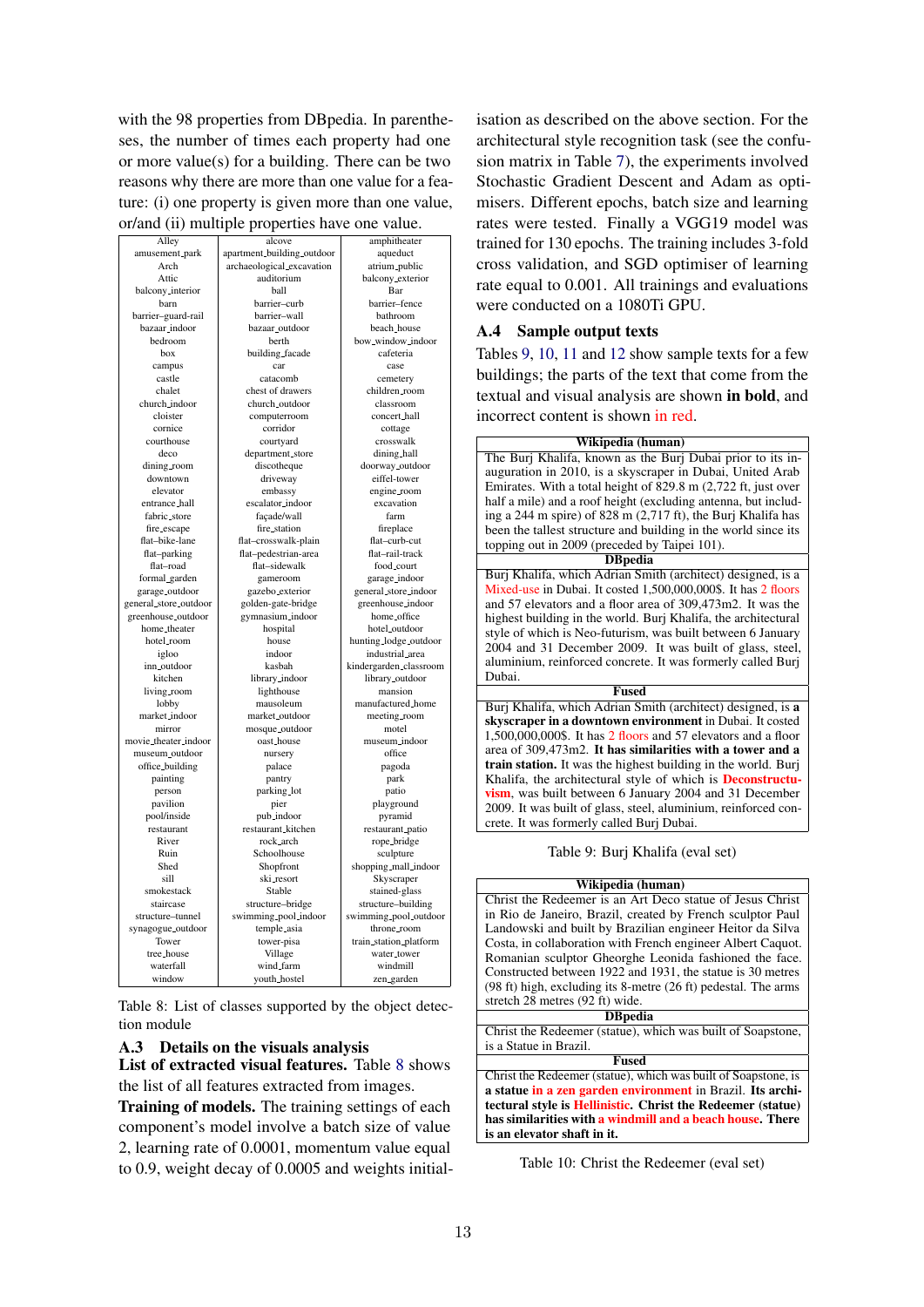with the 98 properties from DBpedia. In parentheses, the number of times each property had one or more value(s) for a building. There can be two reasons why there are more than one value for a feature: (i) one property is given more than one value, or/and (ii) multiple properties have one value.

| | | |
|---|---|---|
| Alley | alcove | amphitheater |
| amusement_park | apartment_building_outdoor | aqueduct |
| Arch | archaelogical_excavation | atrium_public |
| Attic | auditorium | balcony_exterior |
| balcony_interior | ball | Bar |
| barn | barrier–curb | barrier–fence |
| barrier–guard-rail | barrier–wall | bathroom |
| bazaar_indoor | bazaar_outdoor | beach_house |
| bedroom | berth | bow_window_indoor |
| box | building_facade | cafeteria |
| campus | car | case |
| castle | catacomb | cemetery |
| chalet | chest of drawers | children_room |
| church_indoor | church_outdoor | classroom |
| cloister | computerroom | concert_hall |
| cornice | corridor | cottage |
| courthouse | courtyard | crosswalk |
| deco | department_store | dining_hall |
| dining_room | discotheque | doorway_outdoor |
| downtown | driveway | eiffel-tower |
| elevator | embassy | engine_room |
| entrance_hall | escalator_indoor | excavation |
| fabric_store | façade/wall | farm |
| fire_escape | fire_station | fireplace |
| flat–bike-lane | flat–crosswalk-plain | flat–curb-cut |
| flat–parking | flat–pedestrian-area | flat–rail-track |
| flat–road | flat–sidewalk | food_court |
| formal_garden | gameroom | garage_indoor |
| garage_outdoor | gazebo_exterior | general_store_indoor |
| general_store_outdoor | golden-gate-bridge | greenhouse_indoor |
| greenhouse_outdoor | gymnasium_indoor | home_office |
| home_theater | hospital | hotel_outdoor |
| hotel_room | house | hunting_lodge_outdoor |
| igloo | indoor | industrial_area |
| inn_outdoor | kasbah | kindergarden_classroom |
| kitchen | library_indoor | library_outdoor |
| living_room | lighthouse | mansion |
| lobby | mausoleum | manufactured_home |
| market_indoor | market_outdoor | meeting_room |
| mirror | mosque_outdoor | motel |
| movie_theater_indoor | oast_house | museum_indoor |
| museum_outdoor | nursery | office |
| office_building | palace | pagoda |
| painting | pantry | park |
| person | parking_lot | patio |
| pavilion | pier | playground |
| pool/inside | pub_indoor | pyramid |
| restaurant | restaurant_kitchen | restaurant_patio |
| River | rock_arch | rope_bridge |
| Ruin | Schoolhouse | sculpture |
| Shed | Shopfront | shopping_mall_indoor |
| sill | ski_resort | Skyscraper |
| smokestack | Stable | stained-glass |
| staircase | structure–bridge | structure–building |
| structure–tunnel | swimming_pool_indoor | swimming_pool_outdoor |
| synagogue_outdoor | temple_asia | throne_room |
| Tower | tower-pisa | train_station_platform |
| tree_house | Village | water_tower |
| waterfall | wind_farm | windmill |
| window | youth_hostel | zen_garden |

Table 8: List of classes supported by the object detection module

## A.3 Details on the visuals analysis

**List of extracted visual features.** Table 8 shows the list of all features extracted from images.

**Training of models.** The training settings of each component's model involve a batch size of value 2, learning rate of 0.0001, momentum value equal to 0.9, weight decay of 0.0005 and weights initialisation as described on the above section. For the architectural style recognition task (see the confusion matrix in Table 7), the experiments involved Stochastic Gradient Descent and Adam as optimisers. Different epochs, batch size and learning rates were tested. Finally a VGG19 model was trained for 130 epochs. The training includes 3-fold cross validation, and SGD optimiser of learning rate equal to 0.001. All trainings and evaluations were conducted on a 1080Ti GPU.

## A.4 Sample output texts

Tables 9, 10, 11 and 12 show sample texts for a few buildings; the parts of the text that come from the textual and visual analysis are shown **in bold**, and incorrect content is shown in red.

| Wikipedia (human) |
|---|
| The Burj Khalifa, known as the Burj Dubai prior to its inauguration in 2010, is a skyscraper in Dubai, United Arab Emirates. With a total height of 829.8 m (2,722 ft, just over half a mile) and a roof height (excluding antenna, but including a 244 m spire) of 828 m (2,717 ft), the Burj Khalifa has been the tallest structure and building in the world since its topping out in 2009 (preceded by Taipei 101). |
| **DBpedia** |
| Burj Khalifa, which Adrian Smith (architect) designed, is a Mixed-use in Dubai. It costed 1,500,000,000$. It has 2 floors and 57 elevators and a floor area of 309,473m2. It was the highest building in the world. Burj Khalifa, the architectural style of which is Neo-futurism, was built between 6 January 2004 and 31 December 2009. It was built of glass, steel, aluminium, reinforced concrete. It was formerly called Burj Dubai. |
| **Fused** |
| Burj Khalifa, which Adrian Smith (architect) designed, is **a skyscraper in a downtown environment** in Dubai. It costed 1,500,000,000$. It has 2 floors and 57 elevators and a floor area of 309,473m2. **It has similarities with a tower and a train station.** It was the highest building in the world. Burj Khalifa, the architectural style of which is **Deconstructuvism**, was built between 6 January 2004 and 31 December 2009. It was built of glass, steel, aluminium, reinforced concrete. It was formerly called Burj Dubai. |

Table 9: Burj Khalifa (eval set)

| Wikipedia (human) |
|---|
| Christ the Redeemer is an Art Deco statue of Jesus Christ in Rio de Janeiro, Brazil, created by French sculptor Paul Landowski and built by Brazilian engineer Heitor da Silva Costa, in collaboration with French engineer Albert Caquot. Romanian sculptor Gheorghe Leonida fashioned the face. Constructed between 1922 and 1931, the statue is 30 metres (98 ft) high, excluding its 8-metre (26 ft) pedestal. The arms stretch 28 metres (92 ft) wide. |
| **DBpedia** |
| Christ the Redeemer (statue), which was built of Soapstone, is a Statue in Brazil. |
| **Fused** |
| Christ the Redeemer (statue), which was built of Soapstone, is **a statue in a zen garden environment** in Brazil. **Its architectural style is Hellinistic. Christ the Redeemer (statue) has similarities with a windmill and a beach house. There is an elevator shaft in it.** |

Table 10: Christ the Redeemer (eval set)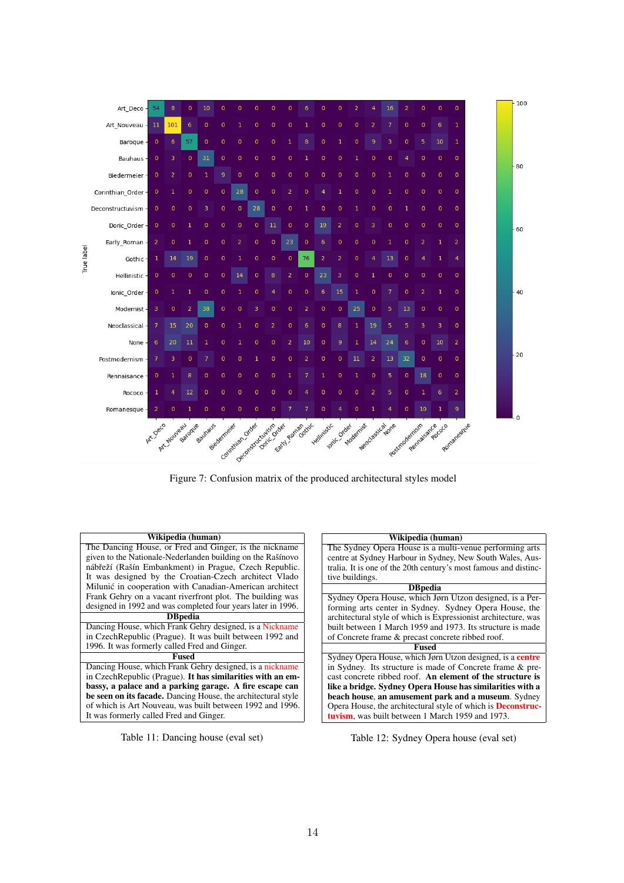True label

Art_Deco: 54 8 0 10 0 0 0 0 0 6 0 0 2 4 16 2 0 0 0
Art_Nouveau: 11 101 6 0 0 1 0 0 0 1 0 0 0 2 7 0 0 6 1
Baroque: 0 6 57 0 0 0 0 0 1 8 0 1 0 9 3 0 5 10 1
Bauhaus: 0 3 0 31 0 0 0 0 0 1 0 0 1 0 0 4 0 0 0
Biedermeier: 0 2 0 1 9 0 0 0 0 0 0 0 0 0 1 0 0 0 0
Corinthian_Order: 0 1 0 0 0 28 0 0 2 0 4 1 0 0 1 0 0 0 0
Deconstructuvism: 0 0 0 3 0 0 28 0 0 1 0 0 1 0 0 1 0 0 0
Doric_Order: 0 0 1 0 0 0 0 11 0 0 19 2 0 3 0 0 0 0 0
Early_Roman: 2 0 1 0 0 2 0 0 23 0 6 0 0 0 1 0 2 1 2
Gothic: 1 14 19 0 0 1 0 0 0 76 2 2 0 4 13 0 4 1 4
Hellinistic: 0 0 0 0 0 14 0 8 2 0 23 3 0 1 0 0 0 0 0
Ionic_Order: 0 1 1 0 0 1 0 4 0 0 6 15 1 0 7 0 2 1 0
Modernist: 3 0 2 38 0 0 3 0 0 2 0 0 25 0 5 13 0 0 0
Neoclassical: 7 15 20 0 0 1 0 2 0 6 0 8 1 19 5 5 3 3 0
None: 6 20 11 1 0 1 0 0 2 10 0 9 1 14 24 6 0 10 2
Postmodernism: 7 3 0 7 0 0 1 0 0 2 0 0 11 2 13 32 0 0 0
Rennaisance: 0 1 8 0 0 0 0 0 1 7 1 0 1 0 5 0 18 0 0
Rococo: 1 4 12 0 0 0 0 0 0 4 0 0 0 2 5 0 1 6 2
Romanesque: 2 0 1 0 0 0 0 0 7 7 0 4 0 1 4 0 10 1 9

Art_Deco, Art_Nouveau, Baroque, Bauhaus, Biedermeier, Corinthian_Order, Deconstructuvism, Doric_Order, Early_Roman, Gothic, Hellinistic, Ionic_Order, Modernist, Neoclassical, None, Postmodernism, Rennaisance, Rococo, Romanesque

100
80
60
40
20
0

Figure 7: Confusion matrix of the produced architectural styles model

| **Wikipedia (human)** |
|---|
| The Dancing House, or Fred and Ginger, is the nickname given to the Nationale-Nederlanden building on the Rašínovo nábřeží (Rašín Embankment) in Prague, Czech Republic. It was designed by the Croatian-Czech architect Vlado Milunić in cooperation with Canadian-American architect Frank Gehry on a vacant riverfront plot. The building was designed in 1992 and was completed four years later in 1996. |
| **DBpedia** |
| Dancing House, which Frank Gehry designed, is a Nickname in CzechRepublic (Prague). It was built between 1992 and 1996. It was formerly called Fred and Ginger. |
| **Fused** |
| Dancing House, which Frank Gehry designed, is a nickname in CzechRepublic (Prague). **It has similarities with an embassy, a palace and a parking garage. A fire escape can be seen on its facade.** Dancing House, the architectural style of which is Art Nouveau, was built between 1992 and 1996. It was formerly called Fred and Ginger. |

Table 11: Dancing house (eval set)

| **Wikipedia (human)** |
|---|
| The Sydney Opera House is a multi-venue performing arts centre at Sydney Harbour in Sydney, New South Wales, Australia. It is one of the 20th century's most famous and distinctive buildings. |
| **DBpedia** |
| Sydney Opera House, which Jørn Utzon designed, is a Performing arts center in Sydney. Sydney Opera House, the architectural style of which is Expressionist architecture, was built between 1 March 1959 and 1973. Its structure is made of Concrete frame & precast concrete ribbed roof. |
| **Fused** |
| Sydney Opera House, which Jørn Utzon designed, is a **centre** in Sydney. Its structure is made of Concrete frame & precast concrete ribbed roof. **An element of the structure is like a bridge. Sydney Opera House has similarities with a beach house, an amusement park and a museum.** Sydney Opera House, the architectural style of which is **Deconstructuvism**, was built between 1 March 1959 and 1973. |

Table 12: Sydney Opera house (eval set)